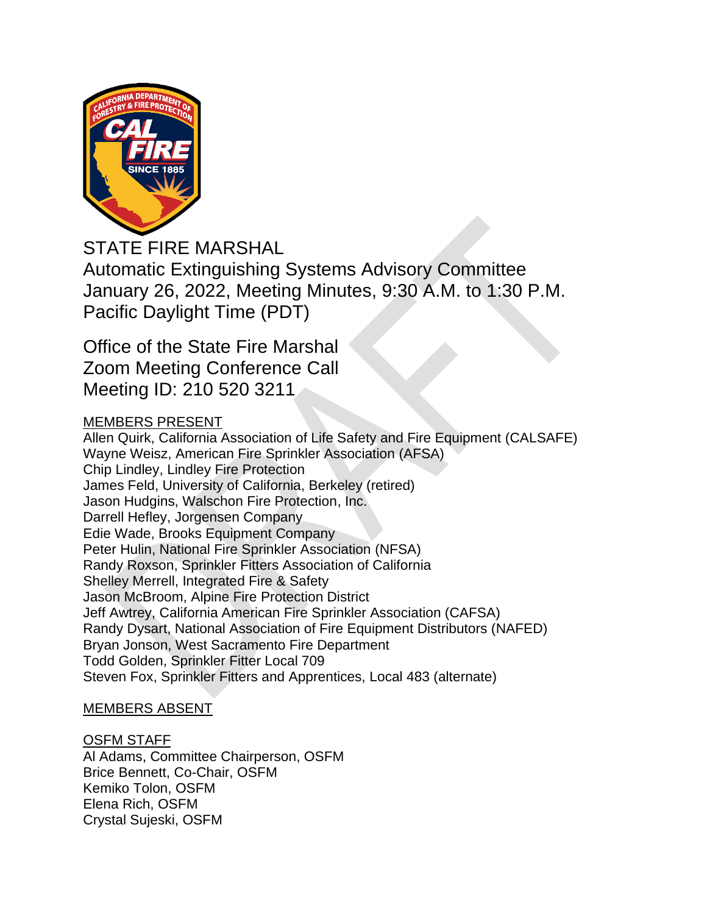STATE FIRE MARSHAL
Automatic Extinguishing Systems Advisory Committee
January 26, 2022, Meeting Minutes, 9:30 A.M. to 1:30 P.M.
Pacific Daylight Time (PDT)

Office of the State Fire Marshal
Zoom Meeting Conference Call
Meeting ID: 210 520 3211

MEMBERS PRESENT

Allen Quirk, California Association of Life Safety and Fire Equipment (CALSAFE)
Wayne Weisz, American Fire Sprinkler Association (AFSA)
Chip Lindley, Lindley Fire Protection
James Feld, University of California, Berkeley (retired)
Jason Hudgins, Walschon Fire Protection, Inc.
Darrell Hefley, Jorgensen Company
Edie Wade, Brooks Equipment Company
Peter Hulin, National Fire Sprinkler Association (NFSA)
Randy Roxson, Sprinkler Fitters Association of California
Shelley Merrell, Integrated Fire & Safety
Jason McBroom, Alpine Fire Protection District
Jeff Awtrey, California American Fire Sprinkler Association (CAFSA)
Randy Dysart, National Association of Fire Equipment Distributors (NAFED)
Bryan Jonson, West Sacramento Fire Department
Todd Golden, Sprinkler Fitter Local 709
Steven Fox, Sprinkler Fitters and Apprentices, Local 483 (alternate)

MEMBERS ABSENT

OSFM STAFF

Al Adams, Committee Chairperson, OSFM
Brice Bennett, Co-Chair, OSFM
Kemiko Tolon, OSFM
Elena Rich, OSFM
Crystal Sujeski, OSFM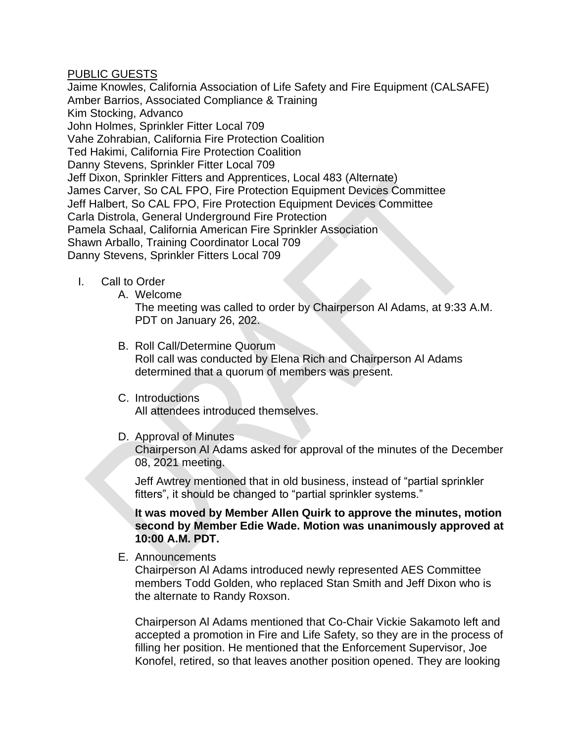PUBLIC GUESTS

Jaime Knowles, California Association of Life Safety and Fire Equipment (CALSAFE)
Amber Barrios, Associated Compliance & Training
Kim Stocking, Advanco
John Holmes, Sprinkler Fitter Local 709
Vahe Zohrabian, California Fire Protection Coalition
Ted Hakimi, California Fire Protection Coalition
Danny Stevens, Sprinkler Fitter Local 709
Jeff Dixon, Sprinkler Fitters and Apprentices, Local 483 (Alternate)
James Carver, So CAL FPO, Fire Protection Equipment Devices Committee
Jeff Halbert, So CAL FPO, Fire Protection Equipment Devices Committee
Carla Distrola, General Underground Fire Protection
Pamela Schaal, California American Fire Sprinkler Association
Shawn Arballo, Training Coordinator Local 709
Danny Stevens, Sprinkler Fitters Local 709

I. Call to Order

A. Welcome

The meeting was called to order by Chairperson Al Adams, at 9:33 A.M. PDT on January 26, 202.

B. Roll Call/Determine Quorum

Roll call was conducted by Elena Rich and Chairperson Al Adams determined that a quorum of members was present.

C. Introductions

All attendees introduced themselves.

D. Approval of Minutes

Chairperson Al Adams asked for approval of the minutes of the December 08, 2021 meeting.

Jeff Awtrey mentioned that in old business, instead of "partial sprinkler fitters", it should be changed to "partial sprinkler systems."

**It was moved by Member Allen Quirk to approve the minutes, motion second by Member Edie Wade. Motion was unanimously approved at 10:00 A.M. PDT.**

E. Announcements

Chairperson Al Adams introduced newly represented AES Committee members Todd Golden, who replaced Stan Smith and Jeff Dixon who is the alternate to Randy Roxson.

Chairperson Al Adams mentioned that Co-Chair Vickie Sakamoto left and accepted a promotion in Fire and Life Safety, so they are in the process of filling her position. He mentioned that the Enforcement Supervisor, Joe Konofel, retired, so that leaves another position opened. They are looking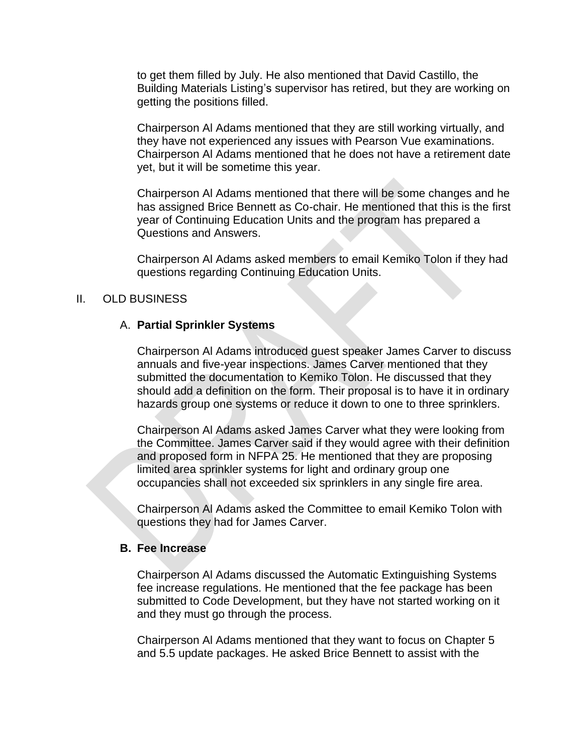to get them filled by July. He also mentioned that David Castillo, the Building Materials Listing's supervisor has retired, but they are working on getting the positions filled.

Chairperson Al Adams mentioned that they are still working virtually, and they have not experienced any issues with Pearson Vue examinations. Chairperson Al Adams mentioned that he does not have a retirement date yet, but it will be sometime this year.

Chairperson Al Adams mentioned that there will be some changes and he has assigned Brice Bennett as Co-chair. He mentioned that this is the first year of Continuing Education Units and the program has prepared a Questions and Answers.

Chairperson Al Adams asked members to email Kemiko Tolon if they had questions regarding Continuing Education Units.

II. OLD BUSINESS

A. **Partial Sprinkler Systems**

Chairperson Al Adams introduced guest speaker James Carver to discuss annuals and five-year inspections. James Carver mentioned that they submitted the documentation to Kemiko Tolon. He discussed that they should add a definition on the form. Their proposal is to have it in ordinary hazards group one systems or reduce it down to one to three sprinklers.

Chairperson Al Adams asked James Carver what they were looking from the Committee. James Carver said if they would agree with their definition and proposed form in NFPA 25. He mentioned that they are proposing limited area sprinkler systems for light and ordinary group one occupancies shall not exceeded six sprinklers in any single fire area.

Chairperson Al Adams asked the Committee to email Kemiko Tolon with questions they had for James Carver.

**B. Fee Increase**

Chairperson Al Adams discussed the Automatic Extinguishing Systems fee increase regulations. He mentioned that the fee package has been submitted to Code Development, but they have not started working on it and they must go through the process.

Chairperson Al Adams mentioned that they want to focus on Chapter 5 and 5.5 update packages. He asked Brice Bennett to assist with the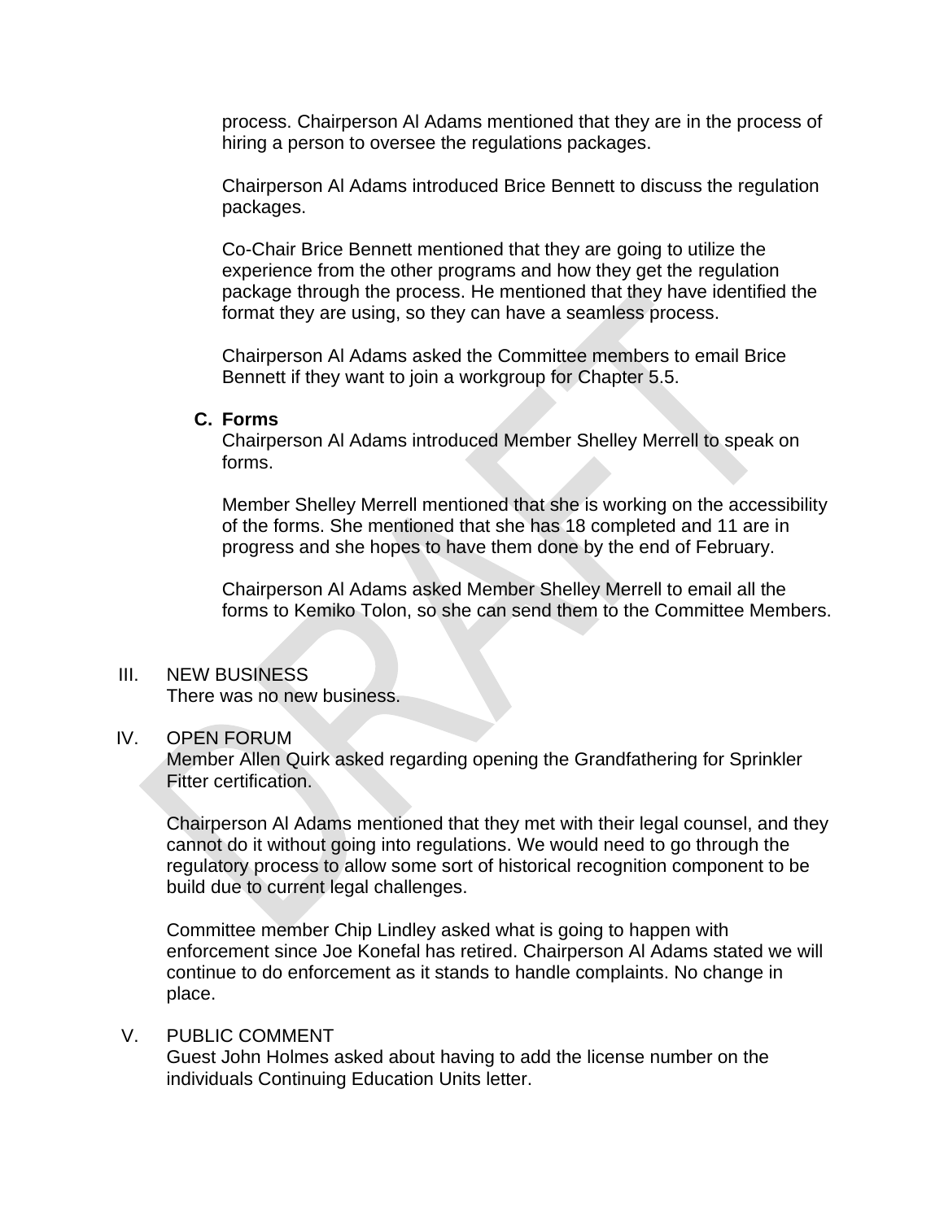process. Chairperson Al Adams mentioned that they are in the process of hiring a person to oversee the regulations packages.

Chairperson Al Adams introduced Brice Bennett to discuss the regulation packages.

Co-Chair Brice Bennett mentioned that they are going to utilize the experience from the other programs and how they get the regulation package through the process. He mentioned that they have identified the format they are using, so they can have a seamless process.

Chairperson Al Adams asked the Committee members to email Brice Bennett if they want to join a workgroup for Chapter 5.5.

**C. Forms**

Chairperson Al Adams introduced Member Shelley Merrell to speak on forms.

Member Shelley Merrell mentioned that she is working on the accessibility of the forms. She mentioned that she has 18 completed and 11 are in progress and she hopes to have them done by the end of February.

Chairperson Al Adams asked Member Shelley Merrell to email all the forms to Kemiko Tolon, so she can send them to the Committee Members.

III. NEW BUSINESS

There was no new business.

IV. OPEN FORUM

Member Allen Quirk asked regarding opening the Grandfathering for Sprinkler Fitter certification.

Chairperson Al Adams mentioned that they met with their legal counsel, and they cannot do it without going into regulations. We would need to go through the regulatory process to allow some sort of historical recognition component to be build due to current legal challenges.

Committee member Chip Lindley asked what is going to happen with enforcement since Joe Konefal has retired. Chairperson Al Adams stated we will continue to do enforcement as it stands to handle complaints. No change in place.

V. PUBLIC COMMENT

Guest John Holmes asked about having to add the license number on the individuals Continuing Education Units letter.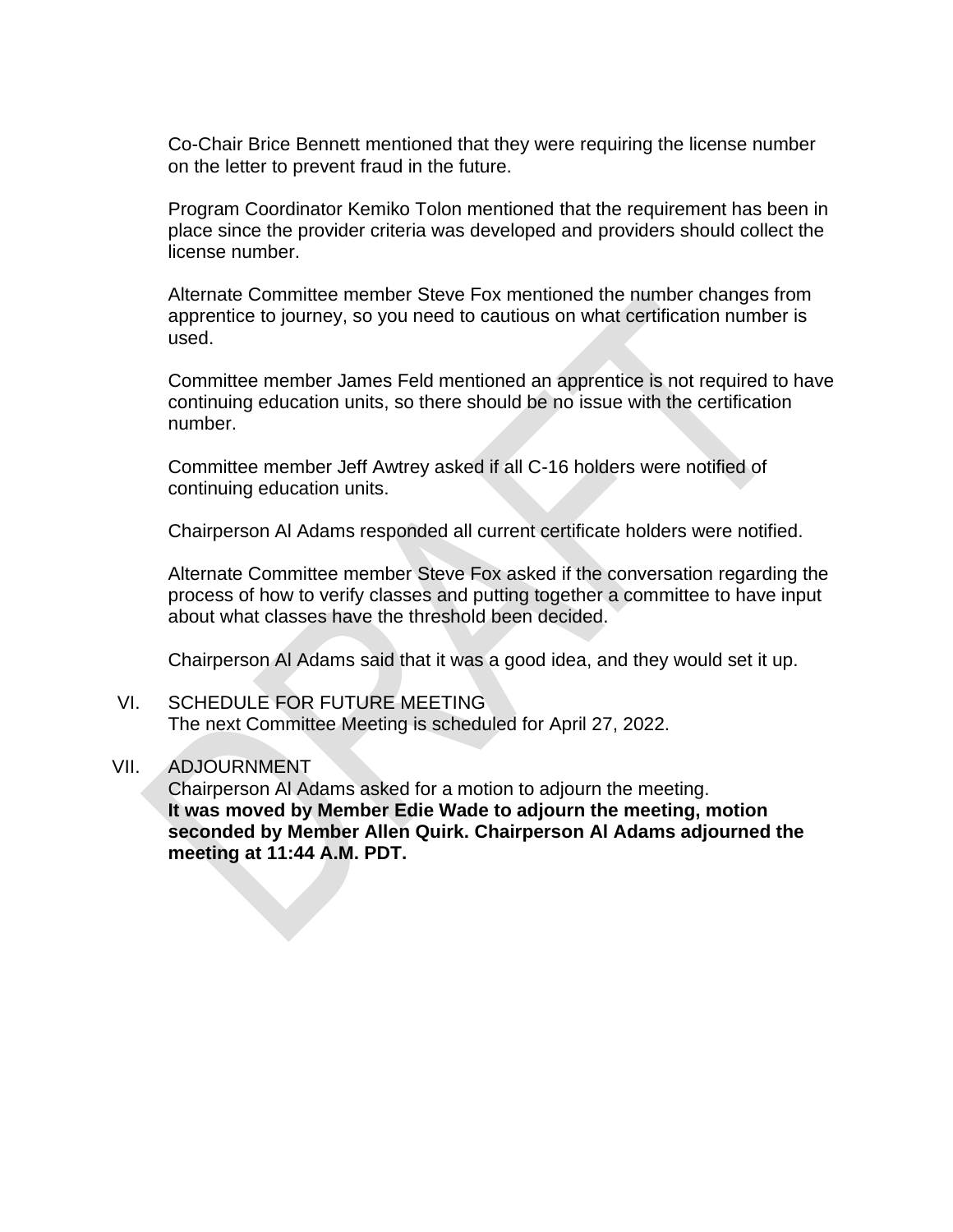Co-Chair Brice Bennett mentioned that they were requiring the license number on the letter to prevent fraud in the future.

Program Coordinator Kemiko Tolon mentioned that the requirement has been in place since the provider criteria was developed and providers should collect the license number.

Alternate Committee member Steve Fox mentioned the number changes from apprentice to journey, so you need to cautious on what certification number is used.

Committee member James Feld mentioned an apprentice is not required to have continuing education units, so there should be no issue with the certification number.

Committee member Jeff Awtrey asked if all C-16 holders were notified of continuing education units.

Chairperson Al Adams responded all current certificate holders were notified.

Alternate Committee member Steve Fox asked if the conversation regarding the process of how to verify classes and putting together a committee to have input about what classes have the threshold been decided.

Chairperson Al Adams said that it was a good idea, and they would set it up.

VI. SCHEDULE FOR FUTURE MEETING
The next Committee Meeting is scheduled for April 27, 2022.

VII. ADJOURNMENT
Chairperson Al Adams asked for a motion to adjourn the meeting.
**It was moved by Member Edie Wade to adjourn the meeting, motion seconded by Member Allen Quirk. Chairperson Al Adams adjourned the meeting at 11:44 A.M. PDT.**